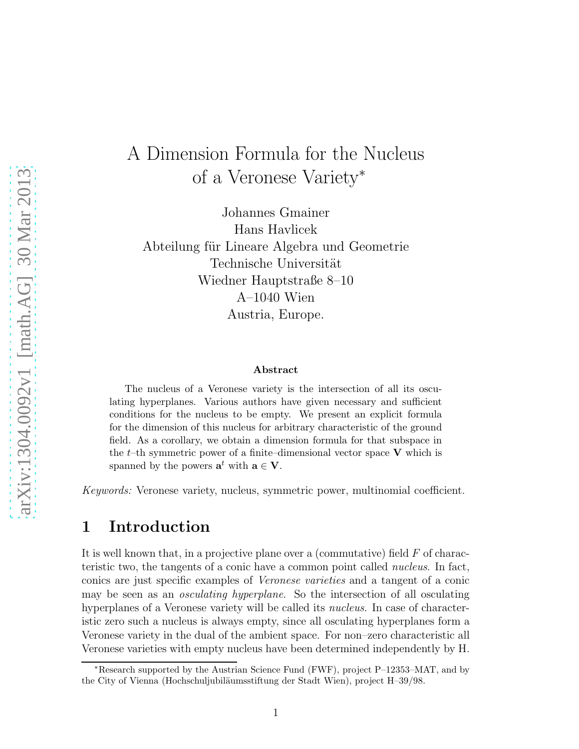# A Dimension Formula for the Nucleus of a Veronese Variety*

Johannes Gmainer
Hans Havlicek
Abteilung für Lineare Algebra und Geometrie
Technische Universität
Wiedner Hauptstraße 8–10
A–1040 Wien
Austria, Europe.

**Abstract**

The nucleus of a Veronese variety is the intersection of all its osculating hyperplanes. Various authors have given necessary and sufficient conditions for the nucleus to be empty. We present an explicit formula for the dimension of this nucleus for arbitrary characteristic of the ground field. As a corollary, we obtain a dimension formula for that subspace in the $t$–th symmetric power of a finite–dimensional vector space $\mathbf{V}$ which is spanned by the powers $\mathbf{a}^t$ with $\mathbf{a} \in \mathbf{V}$.

*Keywords:* Veronese variety, nucleus, symmetric power, multinomial coefficient.

## 1 Introduction

It is well known that, in a projective plane over a (commutative) field $F$ of characteristic two, the tangents of a conic have a common point called *nucleus*. In fact, conics are just specific examples of *Veronese varieties* and a tangent of a conic may be seen as an *osculating hyperplane*. So the intersection of all osculating hyperplanes of a Veronese variety will be called its *nucleus*. In case of characteristic zero such a nucleus is always empty, since all osculating hyperplanes form a Veronese variety in the dual of the ambient space. For non–zero characteristic all Veronese varieties with empty nucleus have been determined independently by H.

*Research supported by the Austrian Science Fund (FWF), project P–12353–MAT, and by the City of Vienna (Hochschuljubiläumsstiftung der Stadt Wien), project H–39/98.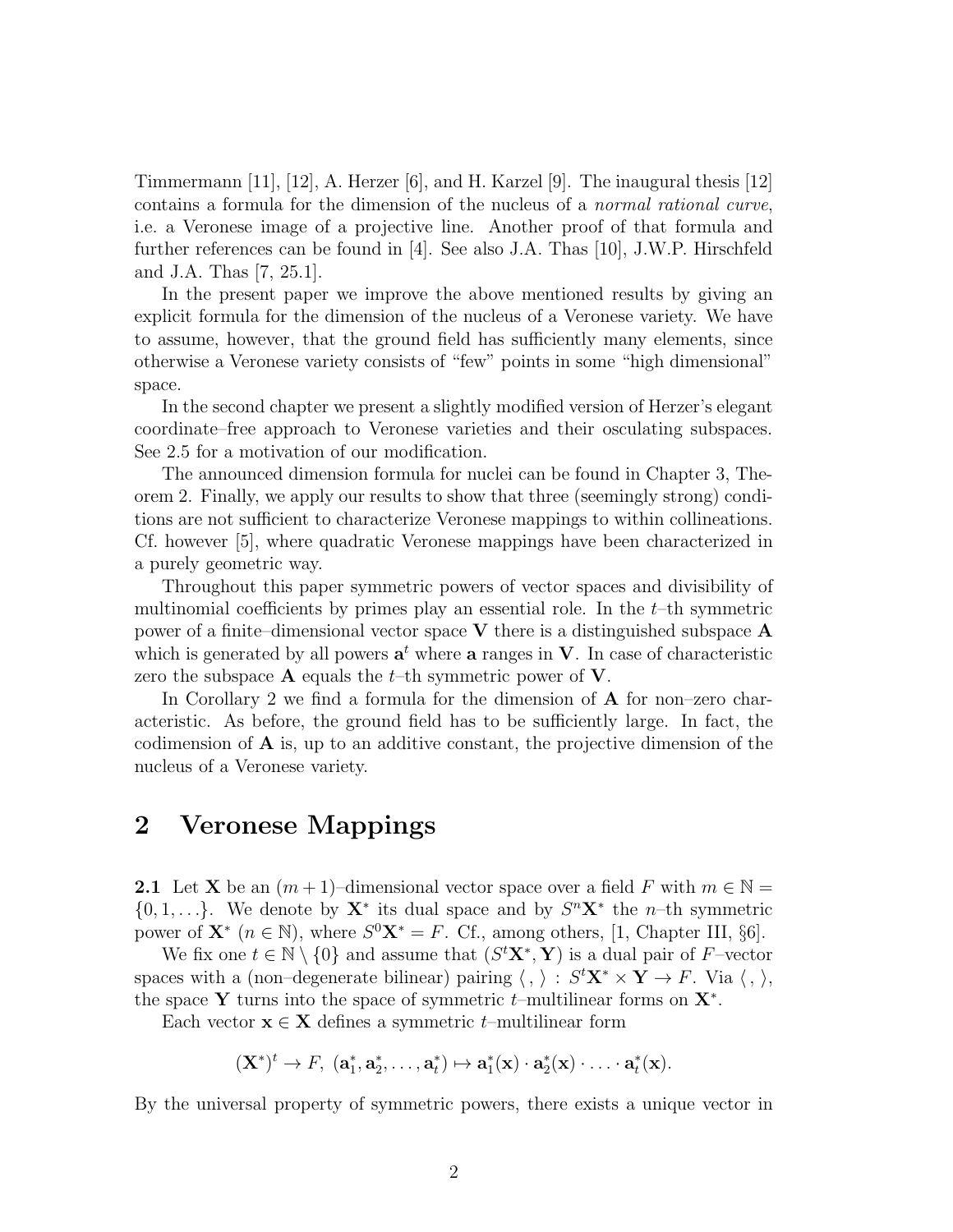Timmermann [11], [12], A. Herzer [6], and H. Karzel [9]. The inaugural thesis [12] contains a formula for the dimension of the nucleus of a *normal rational curve*, i.e. a Veronese image of a projective line. Another proof of that formula and further references can be found in [4]. See also J.A. Thas [10], J.W.P. Hirschfeld and J.A. Thas [7, 25.1].

In the present paper we improve the above mentioned results by giving an explicit formula for the dimension of the nucleus of a Veronese variety. We have to assume, however, that the ground field has sufficiently many elements, since otherwise a Veronese variety consists of "few" points in some "high dimensional" space.

In the second chapter we present a slightly modified version of Herzer's elegant coordinate–free approach to Veronese varieties and their osculating subspaces. See 2.5 for a motivation of our modification.

The announced dimension formula for nuclei can be found in Chapter 3, Theorem 2. Finally, we apply our results to show that three (seemingly strong) conditions are not sufficient to characterize Veronese mappings to within collineations. Cf. however [5], where quadratic Veronese mappings have been characterized in a purely geometric way.

Throughout this paper symmetric powers of vector spaces and divisibility of multinomial coefficients by primes play an essential role. In the $t$–th symmetric power of a finite–dimensional vector space $\mathbf{V}$ there is a distinguished subspace $\mathbf{A}$ which is generated by all powers $\mathbf{a}^t$ where $\mathbf{a}$ ranges in $\mathbf{V}$. In case of characteristic zero the subspace $\mathbf{A}$ equals the $t$–th symmetric power of $\mathbf{V}$.

In Corollary 2 we find a formula for the dimension of $\mathbf{A}$ for non–zero characteristic. As before, the ground field has to be sufficiently large. In fact, the codimension of $\mathbf{A}$ is, up to an additive constant, the projective dimension of the nucleus of a Veronese variety.

# 2 Veronese Mappings

**2.1** Let $\mathbf{X}$ be an $(m+1)$–dimensional vector space over a field $F$ with $m \in \mathbb{N} = \{0, 1, \ldots\}$. We denote by $\mathbf{X}^*$ its dual space and by $S^n\mathbf{X}^*$ the $n$–th symmetric power of $\mathbf{X}^*$ ($n \in \mathbb{N}$), where $S^0\mathbf{X}^* = F$. Cf., among others, [1, Chapter III, §6].

We fix one $t \in \mathbb{N} \setminus \{0\}$ and assume that $(S^t\mathbf{X}^*, \mathbf{Y})$ is a dual pair of $F$–vector spaces with a (non–degenerate bilinear) pairing $\langle\, , \rangle : S^t\mathbf{X}^* \times \mathbf{Y} \to F$. Via $\langle\, , \rangle$, the space $\mathbf{Y}$ turns into the space of symmetric $t$–multilinear forms on $\mathbf{X}^*$.

Each vector $\mathbf{x} \in \mathbf{X}$ defines a symmetric $t$–multilinear form

$$(\mathbf{X}^*)^t \to F,\ (\mathbf{a}_1^*, \mathbf{a}_2^*, \ldots, \mathbf{a}_t^*) \mapsto \mathbf{a}_1^*(\mathbf{x}) \cdot \mathbf{a}_2^*(\mathbf{x}) \cdot \ldots \cdot \mathbf{a}_t^*(\mathbf{x}).$$

By the universal property of symmetric powers, there exists a unique vector in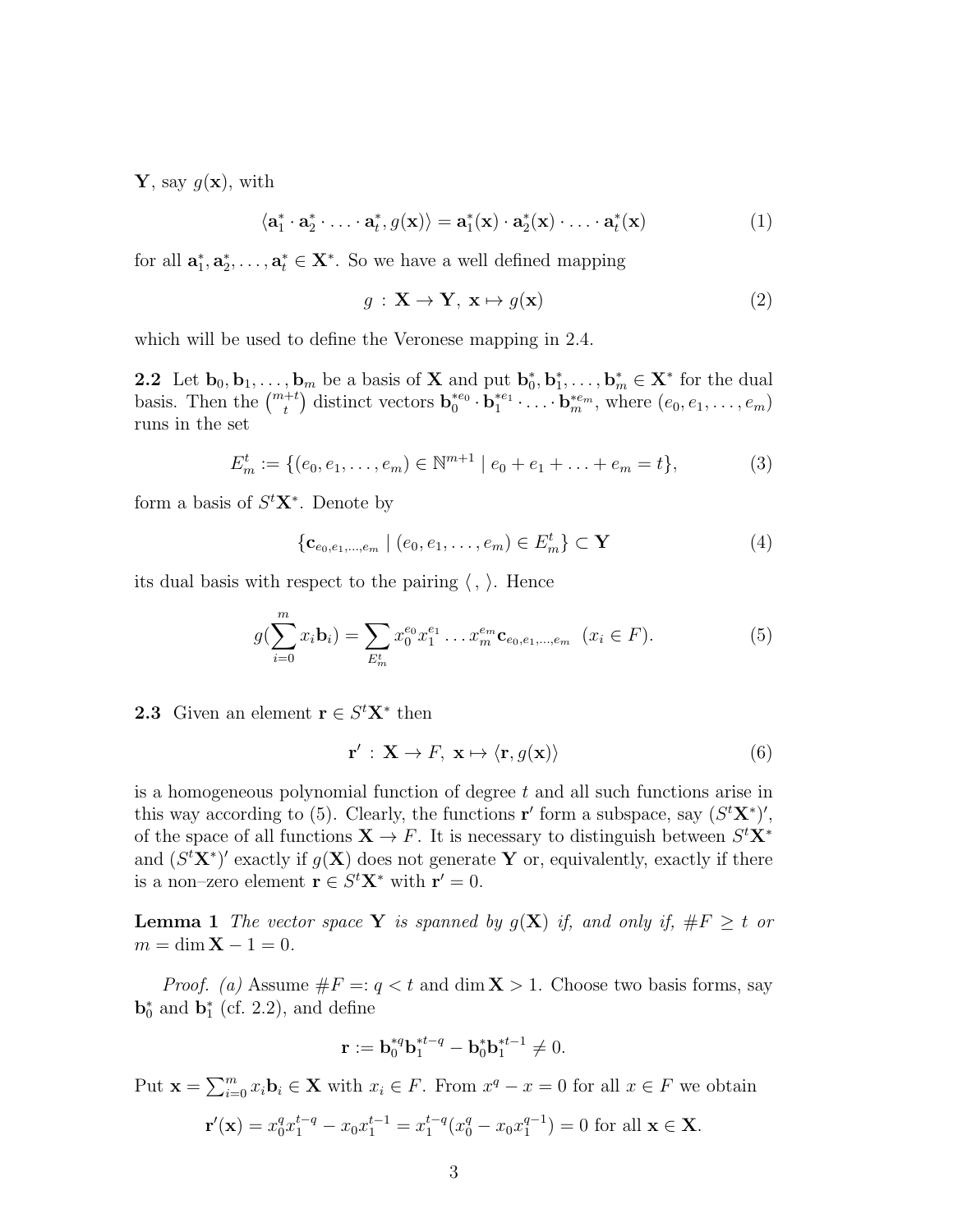$\mathbf{Y}$, say $g(\mathbf{x})$, with

$$\langle \mathbf{a}_1^* \cdot \mathbf{a}_2^* \cdot \ldots \cdot \mathbf{a}_t^*, g(\mathbf{x})\rangle = \mathbf{a}_1^*(\mathbf{x}) \cdot \mathbf{a}_2^*(\mathbf{x}) \cdot \ldots \cdot \mathbf{a}_t^*(\mathbf{x}) \tag{1}$$

for all $\mathbf{a}_1^*, \mathbf{a}_2^*, \ldots, \mathbf{a}_t^* \in \mathbf{X}^*$. So we have a well defined mapping

$$g : \mathbf{X} \to \mathbf{Y},\ \mathbf{x} \mapsto g(\mathbf{x}) \tag{2}$$

which will be used to define the Veronese mapping in 2.4.

**2.2** Let $\mathbf{b}_0, \mathbf{b}_1, \ldots, \mathbf{b}_m$ be a basis of $\mathbf{X}$ and put $\mathbf{b}_0^*, \mathbf{b}_1^*, \ldots, \mathbf{b}_m^* \in \mathbf{X}^*$ for the dual basis. Then the $\binom{m+t}{t}$ distinct vectors $\mathbf{b}_0^{*e_0} \cdot \mathbf{b}_1^{*e_1} \cdot \ldots \cdot \mathbf{b}_m^{*e_m}$, where $(e_0, e_1, \ldots, e_m)$ runs in the set

$$E_m^t := \{(e_0, e_1, \ldots, e_m) \in \mathbb{N}^{m+1} \mid e_0 + e_1 + \ldots + e_m = t\}, \tag{3}$$

form a basis of $S^t\mathbf{X}^*$. Denote by

$$\{\mathbf{c}_{e_0,e_1,\ldots,e_m} \mid (e_0, e_1, \ldots, e_m) \in E_m^t\} \subset \mathbf{Y} \tag{4}$$

its dual basis with respect to the pairing $\langle\, ,\, \rangle$. Hence

$$g(\sum_{i=0}^{m} x_i \mathbf{b}_i) = \sum_{E_m^t} x_0^{e_0} x_1^{e_1} \ldots x_m^{e_m} \mathbf{c}_{e_0,e_1,\ldots,e_m} \ \ (x_i \in F). \tag{5}$$

**2.3** Given an element $\mathbf{r} \in S^t\mathbf{X}^*$ then

$$\mathbf{r}' : \mathbf{X} \to F,\ \mathbf{x} \mapsto \langle \mathbf{r}, g(\mathbf{x})\rangle \tag{6}$$

is a homogeneous polynomial function of degree $t$ and all such functions arise in this way according to (5). Clearly, the functions $\mathbf{r}'$ form a subspace, say $(S^t\mathbf{X}^*)'$, of the space of all functions $\mathbf{X} \to F$. It is necessary to distinguish between $S^t\mathbf{X}^*$ and $(S^t\mathbf{X}^*)'$ exactly if $g(\mathbf{X})$ does not generate $\mathbf{Y}$ or, equivalently, exactly if there is a non–zero element $\mathbf{r} \in S^t\mathbf{X}^*$ with $\mathbf{r}' = 0$.

**Lemma 1** *The vector space $\mathbf{Y}$ is spanned by $g(\mathbf{X})$ if, and only if, $\#F \geq t$ or $m = \dim \mathbf{X} - 1 = 0$.*

*Proof. (a)* Assume $\#F =: q < t$ and $\dim \mathbf{X} > 1$. Choose two basis forms, say $\mathbf{b}_0^*$ and $\mathbf{b}_1^*$ (cf. 2.2), and define

$$\mathbf{r} := \mathbf{b}_0^{*q}\mathbf{b}_1^{*t-q} - \mathbf{b}_0^*\mathbf{b}_1^{*t-1} \neq 0.$$

Put $\mathbf{x} = \sum_{i=0}^{m} x_i \mathbf{b}_i \in \mathbf{X}$ with $x_i \in F$. From $x^q - x = 0$ for all $x \in F$ we obtain

$$\mathbf{r}'(\mathbf{x}) = x_0^q x_1^{t-q} - x_0 x_1^{t-1} = x_1^{t-q}(x_0^q - x_0 x_1^{q-1}) = 0 \text{ for all } \mathbf{x} \in \mathbf{X}.$$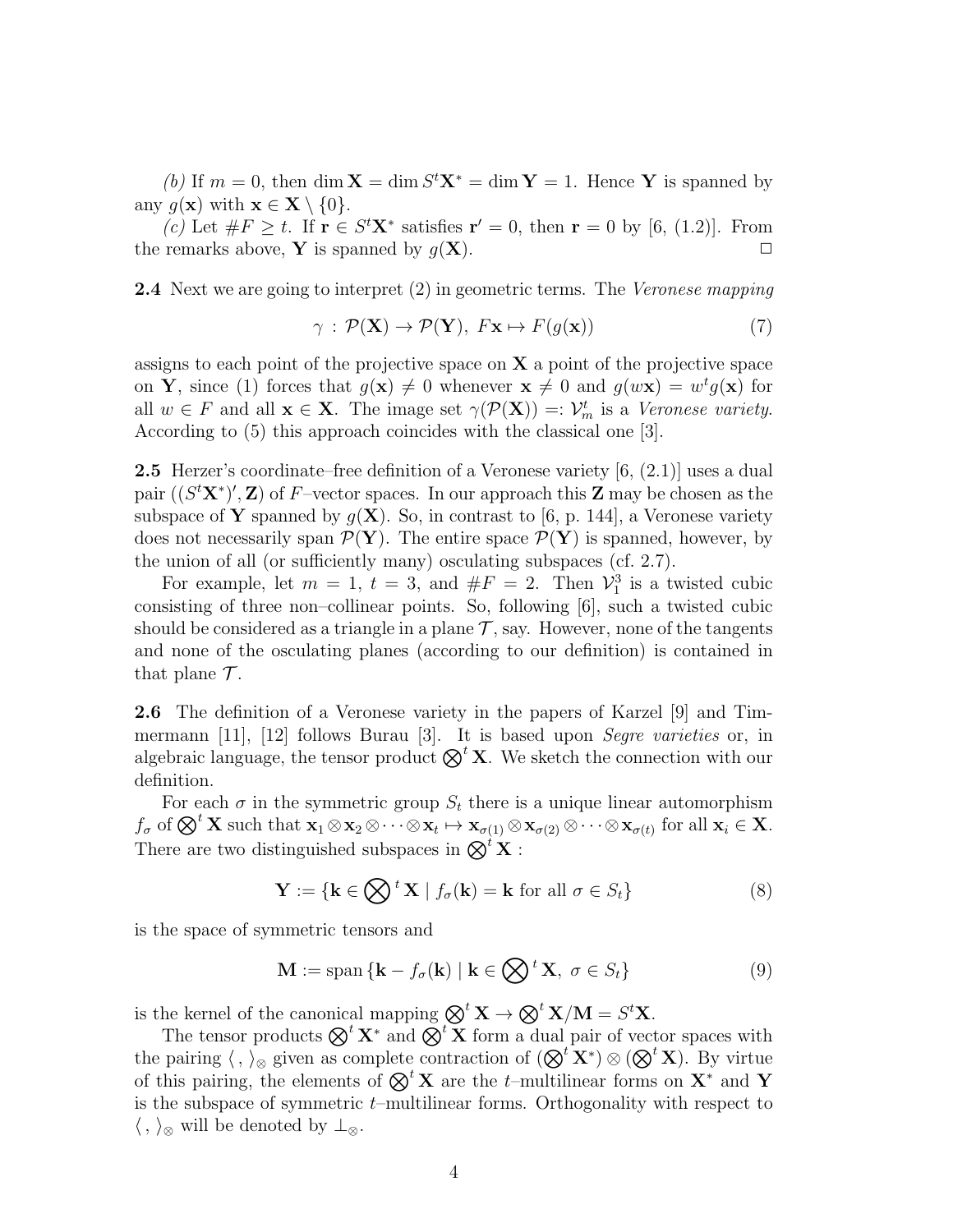*(b)* If $m = 0$, then $\dim \mathbf{X} = \dim S^t\mathbf{X}^* = \dim \mathbf{Y} = 1$. Hence $\mathbf{Y}$ is spanned by any $g(\mathbf{x})$ with $\mathbf{x} \in \mathbf{X} \setminus \{0\}$.

*(c)* Let $\#F \geq t$. If $\mathbf{r} \in S^t\mathbf{X}^*$ satisfies $\mathbf{r}' = 0$, then $\mathbf{r} = 0$ by [6, (1.2)]. From the remarks above, $\mathbf{Y}$ is spanned by $g(\mathbf{X})$. □

**2.4** Next we are going to interpret (2) in geometric terms. The *Veronese mapping*

$$\gamma : \mathcal{P}(\mathbf{X}) \to \mathcal{P}(\mathbf{Y}),\ F\mathbf{x} \mapsto F(g(\mathbf{x})) \tag{7}$$

assigns to each point of the projective space on $\mathbf{X}$ a point of the projective space on $\mathbf{Y}$, since (1) forces that $g(\mathbf{x}) \neq 0$ whenever $\mathbf{x} \neq 0$ and $g(w\mathbf{x}) = w^t g(\mathbf{x})$ for all $w \in F$ and all $\mathbf{x} \in \mathbf{X}$. The image set $\gamma(\mathcal{P}(\mathbf{X})) =: \mathcal{V}_m^t$ is a *Veronese variety*. According to (5) this approach coincides with the classical one [3].

**2.5** Herzer's coordinate–free definition of a Veronese variety [6, (2.1)] uses a dual pair $((S^t\mathbf{X}^*)', \mathbf{Z})$ of $F$–vector spaces. In our approach this $\mathbf{Z}$ may be chosen as the subspace of $\mathbf{Y}$ spanned by $g(\mathbf{X})$. So, in contrast to [6, p. 144], a Veronese variety does not necessarily span $\mathcal{P}(\mathbf{Y})$. The entire space $\mathcal{P}(\mathbf{Y})$ is spanned, however, by the union of all (or sufficiently many) osculating subspaces (cf. 2.7).

For example, let $m = 1$, $t = 3$, and $\#F = 2$. Then $\mathcal{V}_1^3$ is a twisted cubic consisting of three non–collinear points. So, following [6], such a twisted cubic should be considered as a triangle in a plane $\mathcal{T}$, say. However, none of the tangents and none of the osculating planes (according to our definition) is contained in that plane $\mathcal{T}$.

**2.6** The definition of a Veronese variety in the papers of Karzel [9] and Timmermann [11], [12] follows Burau [3]. It is based upon *Segre varieties* or, in algebraic language, the tensor product $\bigotimes^t \mathbf{X}$. We sketch the connection with our definition.

For each $\sigma$ in the symmetric group $S_t$ there is a unique linear automorphism $f_\sigma$ of $\bigotimes^t \mathbf{X}$ such that $\mathbf{x}_1 \otimes \mathbf{x}_2 \otimes \cdots \otimes \mathbf{x}_t \mapsto \mathbf{x}_{\sigma(1)} \otimes \mathbf{x}_{\sigma(2)} \otimes \cdots \otimes \mathbf{x}_{\sigma(t)}$ for all $\mathbf{x}_i \in \mathbf{X}$. There are two distinguished subspaces in $\bigotimes^t \mathbf{X}$ :

$$\mathbf{Y} := \{\mathbf{k} \in \bigotimes{}^t \mathbf{X} \mid f_\sigma(\mathbf{k}) = \mathbf{k} \text{ for all } \sigma \in S_t\} \tag{8}$$

is the space of symmetric tensors and

$$\mathbf{M} := \operatorname{span}\{\mathbf{k} - f_\sigma(\mathbf{k}) \mid \mathbf{k} \in \bigotimes{}^t \mathbf{X},\ \sigma \in S_t\} \tag{9}$$

is the kernel of the canonical mapping $\bigotimes^t \mathbf{X} \to \bigotimes^t \mathbf{X}/\mathbf{M} = S^t\mathbf{X}$.

The tensor products $\bigotimes^t \mathbf{X}^*$ and $\bigotimes^t \mathbf{X}$ form a dual pair of vector spaces with the pairing $\langle\, ,\, \rangle_\otimes$ given as complete contraction of $(\bigotimes^t \mathbf{X}^*) \otimes (\bigotimes^t \mathbf{X})$. By virtue of this pairing, the elements of $\bigotimes^t \mathbf{X}$ are the $t$–multilinear forms on $\mathbf{X}^*$ and $\mathbf{Y}$ is the subspace of symmetric $t$–multilinear forms. Orthogonality with respect to $\langle\, ,\, \rangle_\otimes$ will be denoted by $\perp_\otimes$.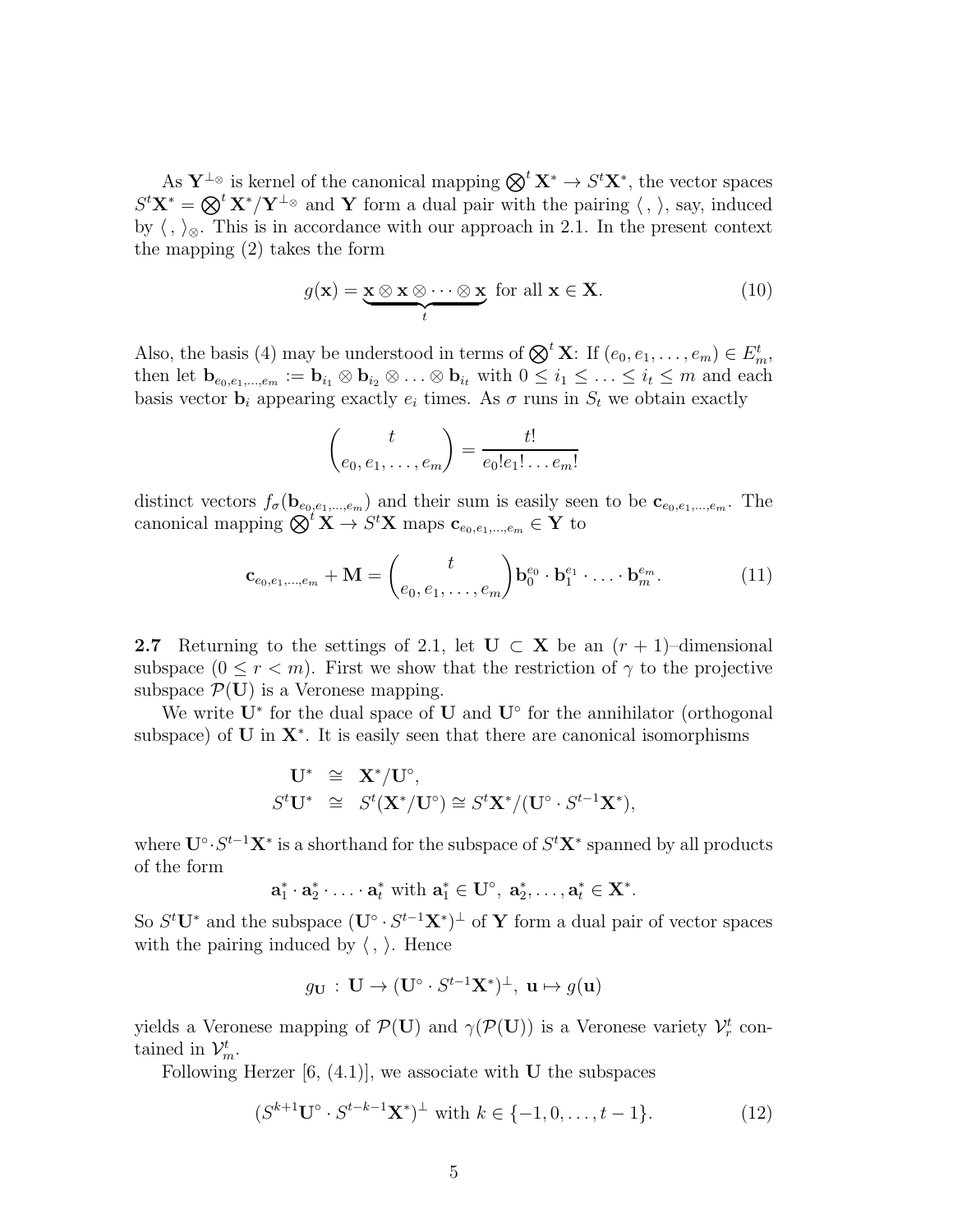As $\mathbf{Y}^{\perp\otimes}$ is kernel of the canonical mapping $\bigotimes^t \mathbf{X}^* \to S^t\mathbf{X}^*$, the vector spaces $S^t\mathbf{X}^* = \bigotimes^t \mathbf{X}^*/\mathbf{Y}^{\perp\otimes}$ and $\mathbf{Y}$ form a dual pair with the pairing $\langle\, ,\, \rangle$, say, induced by $\langle\, ,\, \rangle_\otimes$. This is in accordance with our approach in 2.1. In the present context the mapping (2) takes the form

$$g(\mathbf{x}) = \underbrace{\mathbf{x} \otimes \mathbf{x} \otimes \cdots \otimes \mathbf{x}}_{t} \text{ for all } \mathbf{x} \in \mathbf{X}. \tag{10}$$

Also, the basis (4) may be understood in terms of $\bigotimes^t \mathbf{X}$: If $(e_0, e_1, \ldots, e_m) \in E_m^t$, then let $\mathbf{b}_{e_0,e_1,\ldots,e_m} := \mathbf{b}_{i_1} \otimes \mathbf{b}_{i_2} \otimes \ldots \otimes \mathbf{b}_{i_t}$ with $0 \leq i_1 \leq \ldots \leq i_t \leq m$ and each basis vector $\mathbf{b}_i$ appearing exactly $e_i$ times. As $\sigma$ runs in $S_t$ we obtain exactly

$$\binom{t}{e_0, e_1, \ldots, e_m} = \frac{t!}{e_0! e_1! \ldots e_m!}$$

distinct vectors $f_\sigma(\mathbf{b}_{e_0,e_1,\ldots,e_m})$ and their sum is easily seen to be $\mathbf{c}_{e_0,e_1,\ldots,e_m}$. The canonical mapping $\bigotimes^t \mathbf{X} \to S^t\mathbf{X}$ maps $\mathbf{c}_{e_0,e_1,\ldots,e_m} \in \mathbf{Y}$ to

$$\mathbf{c}_{e_0,e_1,\ldots,e_m} + \mathbf{M} = \binom{t}{e_0, e_1, \ldots, e_m} \mathbf{b}_0^{e_0} \cdot \mathbf{b}_1^{e_1} \cdot \ldots \cdot \mathbf{b}_m^{e_m}. \tag{11}$$

**2.7** Returning to the settings of 2.1, let $\mathbf{U} \subset \mathbf{X}$ be an $(r+1)$–dimensional subspace $(0 \leq r < m)$. First we show that the restriction of $\gamma$ to the projective subspace $\mathcal{P}(\mathbf{U})$ is a Veronese mapping.

We write $\mathbf{U}^*$ for the dual space of $\mathbf{U}$ and $\mathbf{U}^\circ$ for the annihilator (orthogonal subspace) of $\mathbf{U}$ in $\mathbf{X}^*$. It is easily seen that there are canonical isomorphisms

$$\begin{aligned}
\mathbf{U}^* &\cong \mathbf{X}^*/\mathbf{U}^\circ, \\
S^t\mathbf{U}^* &\cong S^t(\mathbf{X}^*/\mathbf{U}^\circ) \cong S^t\mathbf{X}^*/(\mathbf{U}^\circ \cdot S^{t-1}\mathbf{X}^*),
\end{aligned}$$

where $\mathbf{U}^\circ \cdot S^{t-1}\mathbf{X}^*$ is a shorthand for the subspace of $S^t\mathbf{X}^*$ spanned by all products of the form

$$\mathbf{a}_1^* \cdot \mathbf{a}_2^* \cdot \ldots \cdot \mathbf{a}_t^* \text{ with } \mathbf{a}_1^* \in \mathbf{U}^\circ,\ \mathbf{a}_2^*, \ldots, \mathbf{a}_t^* \in \mathbf{X}^*.$$

So $S^t\mathbf{U}^*$ and the subspace $(\mathbf{U}^\circ \cdot S^{t-1}\mathbf{X}^*)^\perp$ of $\mathbf{Y}$ form a dual pair of vector spaces with the pairing induced by $\langle\, ,\, \rangle$. Hence

$$g_\mathbf{U} : \mathbf{U} \to (\mathbf{U}^\circ \cdot S^{t-1}\mathbf{X}^*)^\perp,\ \mathbf{u} \mapsto g(\mathbf{u})$$

yields a Veronese mapping of $\mathcal{P}(\mathbf{U})$ and $\gamma(\mathcal{P}(\mathbf{U}))$ is a Veronese variety $\mathcal{V}_r^t$ contained in $\mathcal{V}_m^t$.

Following Herzer [6, (4.1)], we associate with $\mathbf{U}$ the subspaces

$$(S^{k+1}\mathbf{U}^\circ \cdot S^{t-k-1}\mathbf{X}^*)^\perp \text{ with } k \in \{-1, 0, \ldots, t-1\}. \tag{12}$$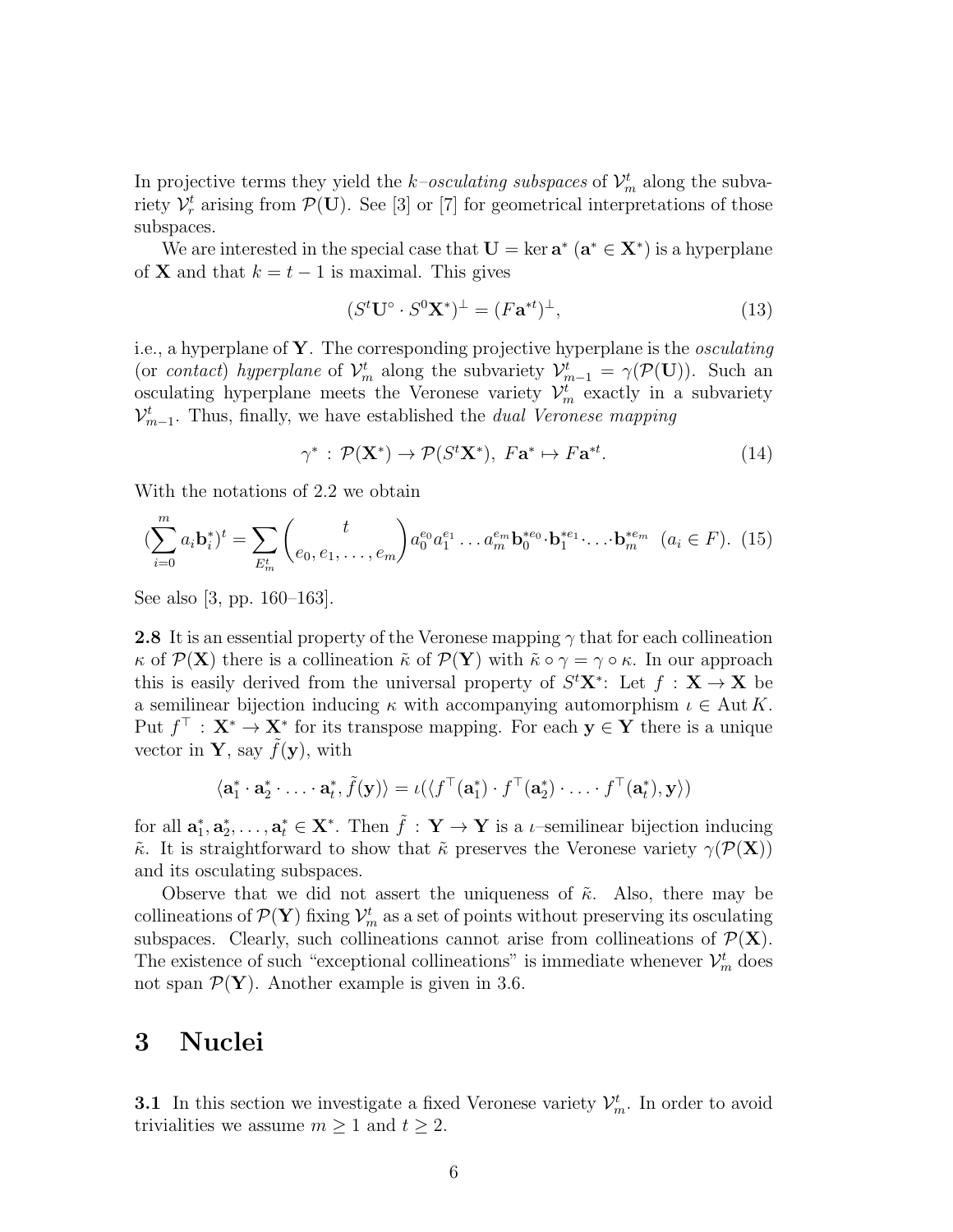In projective terms they yield the *k–osculating subspaces* of $\mathcal{V}_m^t$ along the subvariety $\mathcal{V}_r^t$ arising from $\mathcal{P}(\mathbf{U})$. See [3] or [7] for geometrical interpretations of those subspaces.

We are interested in the special case that $\mathbf{U} = \ker \mathbf{a}^*$ ($\mathbf{a}^* \in \mathbf{X}^*$) is a hyperplane of $\mathbf{X}$ and that $k = t-1$ is maximal. This gives

$$(S^t\mathbf{U}^\circ \cdot S^0\mathbf{X}^*)^\perp = (F\mathbf{a}^{*t})^\perp, \tag{13}$$

i.e., a hyperplane of $\mathbf{Y}$. The corresponding projective hyperplane is the *osculating* (or *contact*) *hyperplane* of $\mathcal{V}_m^t$ along the subvariety $\mathcal{V}_{m-1}^t = \gamma(\mathcal{P}(\mathbf{U}))$. Such an osculating hyperplane meets the Veronese variety $\mathcal{V}_m^t$ exactly in a subvariety $\mathcal{V}_{m-1}^t$. Thus, finally, we have established the *dual Veronese mapping*

$$\gamma^* : \mathcal{P}(\mathbf{X}^*) \to \mathcal{P}(S^t\mathbf{X}^*),\ F\mathbf{a}^* \mapsto F\mathbf{a}^{*t}. \tag{14}$$

With the notations of 2.2 we obtain

$$(\sum_{i=0}^{m} a_i\mathbf{b}_i^*)^t = \sum_{E_m^t} \binom{t}{e_0, e_1, \ldots, e_m} a_0^{e_0}a_1^{e_1}\ldots a_m^{e_m}\mathbf{b}_0^{*e_0}\cdot\mathbf{b}_1^{*e_1}\cdot\ldots\cdot\mathbf{b}_m^{*e_m} \ \ (a_i \in F). \tag{15}$$

See also [3, pp. 160–163].

**2.8** It is an essential property of the Veronese mapping $\gamma$ that for each collineation $\kappa$ of $\mathcal{P}(\mathbf{X})$ there is a collineation $\tilde{\kappa}$ of $\mathcal{P}(\mathbf{Y})$ with $\tilde{\kappa} \circ \gamma = \gamma \circ \kappa$. In our approach this is easily derived from the universal property of $S^t\mathbf{X}^*$: Let $f : \mathbf{X} \to \mathbf{X}$ be a semilinear bijection inducing $\kappa$ with accompanying automorphism $\iota \in \operatorname{Aut} K$. Put $f^\top : \mathbf{X}^* \to \mathbf{X}^*$ for its transpose mapping. For each $\mathbf{y} \in \mathbf{Y}$ there is a unique vector in $\mathbf{Y}$, say $\tilde{f}(\mathbf{y})$, with

$$\langle \mathbf{a}_1^* \cdot \mathbf{a}_2^* \cdot \ldots \cdot \mathbf{a}_t^*, \tilde{f}(\mathbf{y})\rangle = \iota(\langle f^\top(\mathbf{a}_1^*) \cdot f^\top(\mathbf{a}_2^*) \cdot \ldots \cdot f^\top(\mathbf{a}_t^*), \mathbf{y}\rangle)$$

for all $\mathbf{a}_1^*, \mathbf{a}_2^*, \ldots, \mathbf{a}_t^* \in \mathbf{X}^*$. Then $\tilde{f} : \mathbf{Y} \to \mathbf{Y}$ is a $\iota$–semilinear bijection inducing $\tilde{\kappa}$. It is straightforward to show that $\tilde{\kappa}$ preserves the Veronese variety $\gamma(\mathcal{P}(\mathbf{X}))$ and its osculating subspaces.

Observe that we did not assert the uniqueness of $\tilde{\kappa}$. Also, there may be collineations of $\mathcal{P}(\mathbf{Y})$ fixing $\mathcal{V}_m^t$ as a set of points without preserving its osculating subspaces. Clearly, such collineations cannot arise from collineations of $\mathcal{P}(\mathbf{X})$. The existence of such "exceptional collineations" is immediate whenever $\mathcal{V}_m^t$ does not span $\mathcal{P}(\mathbf{Y})$. Another example is given in 3.6.

# 3 Nuclei

**3.1** In this section we investigate a fixed Veronese variety $\mathcal{V}_m^t$. In order to avoid trivialities we assume $m \geq 1$ and $t \geq 2$.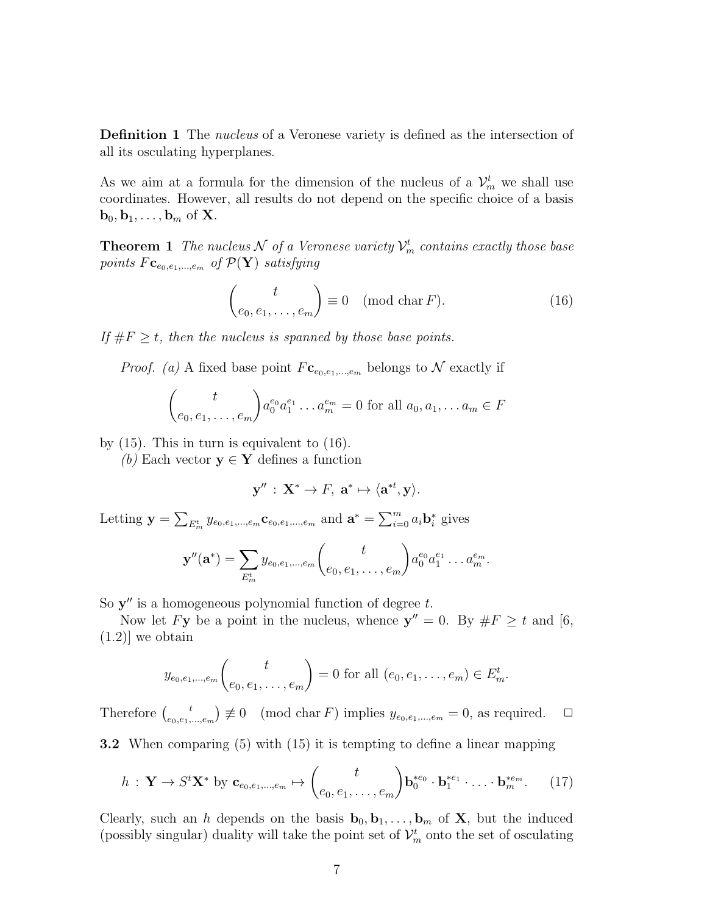**Definition 1** The *nucleus* of a Veronese variety is defined as the intersection of all its osculating hyperplanes.

As we aim at a formula for the dimension of the nucleus of a $\mathcal{V}_m^t$ we shall use coordinates. However, all results do not depend on the specific choice of a basis $\mathbf{b}_0, \mathbf{b}_1, \ldots, \mathbf{b}_m$ of $\mathbf{X}$.

**Theorem 1** *The nucleus $\mathcal{N}$ of a Veronese variety $\mathcal{V}_m^t$ contains exactly those base points $F\mathbf{c}_{e_0,e_1,\ldots,e_m}$ of $\mathcal{P}(\mathbf{Y})$ satisfying*

$$\binom{t}{e_0, e_1, \ldots, e_m} \equiv 0 \pmod{\operatorname{char} F}. \tag{16}$$

*If $\#F \geq t$, then the nucleus is spanned by those base points.*

*Proof.* *(a)* A fixed base point $F\mathbf{c}_{e_0,e_1,\ldots,e_m}$ belongs to $\mathcal{N}$ exactly if

$$\binom{t}{e_0, e_1, \ldots, e_m} a_0^{e_0} a_1^{e_1} \ldots a_m^{e_m} = 0 \text{ for all } a_0, a_1, \ldots a_m \in F$$

by (15). This in turn is equivalent to (16).

*(b)* Each vector $\mathbf{y} \in \mathbf{Y}$ defines a function

$$\mathbf{y}'' : \mathbf{X}^* \to F, \ \mathbf{a}^* \mapsto \langle \mathbf{a}^{*t}, \mathbf{y} \rangle.$$

Letting $\mathbf{y} = \sum_{E_m^t} y_{e_0,e_1,\ldots,e_m} \mathbf{c}_{e_0,e_1,\ldots,e_m}$ and $\mathbf{a}^* = \sum_{i=0}^m a_i \mathbf{b}_i^*$ gives

$$\mathbf{y}''(\mathbf{a}^*) = \sum_{E_m^t} y_{e_0,e_1,\ldots,e_m} \binom{t}{e_0, e_1, \ldots, e_m} a_0^{e_0} a_1^{e_1} \ldots a_m^{e_m}.$$

So $\mathbf{y}''$ is a homogeneous polynomial function of degree $t$.

Now let $F\mathbf{y}$ be a point in the nucleus, whence $\mathbf{y}'' = 0$. By $\#F \geq t$ and [6, (1.2)] we obtain

$$y_{e_0,e_1,\ldots,e_m} \binom{t}{e_0, e_1, \ldots, e_m} = 0 \text{ for all } (e_0, e_1, \ldots, e_m) \in E_m^t.$$

Therefore $\binom{t}{e_0,e_1,\ldots,e_m} \not\equiv 0 \pmod{\operatorname{char} F}$ implies $y_{e_0,e_1,\ldots,e_m} = 0$, as required. □

**3.2** When comparing (5) with (15) it is tempting to define a linear mapping

$$h : \mathbf{Y} \to S^t\mathbf{X}^* \text{ by } \mathbf{c}_{e_0,e_1,\ldots,e_m} \mapsto \binom{t}{e_0, e_1, \ldots, e_m} \mathbf{b}_0^{*e_0} \cdot \mathbf{b}_1^{*e_1} \cdot \ldots \cdot \mathbf{b}_m^{*e_m}. \tag{17}$$

Clearly, such an $h$ depends on the basis $\mathbf{b}_0, \mathbf{b}_1, \ldots, \mathbf{b}_m$ of $\mathbf{X}$, but the induced (possibly singular) duality will take the point set of $\mathcal{V}_m^t$ onto the set of osculating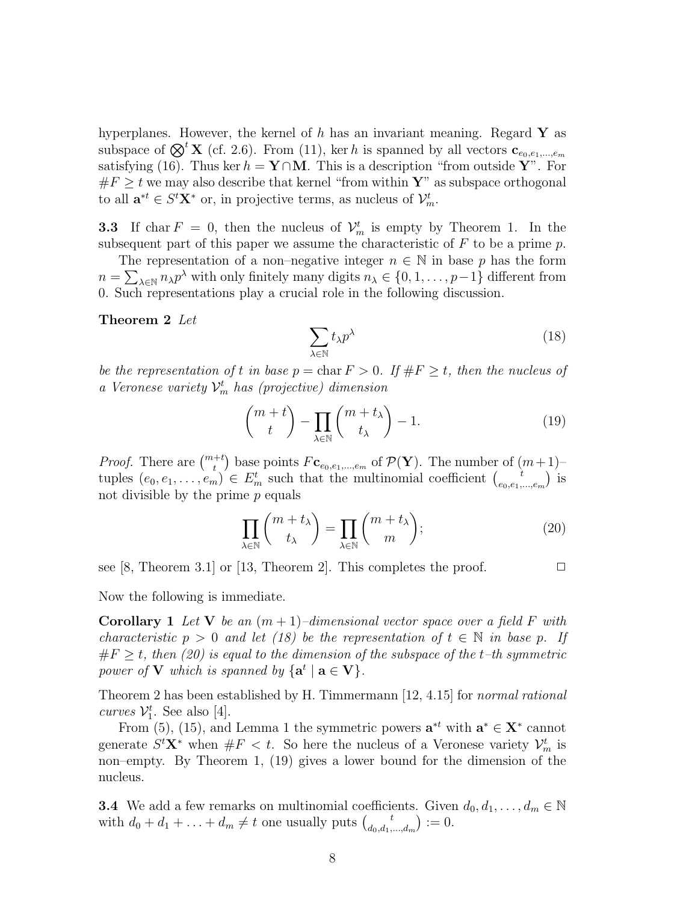hyperplanes. However, the kernel of $h$ has an invariant meaning. Regard $\mathbf{Y}$ as subspace of $\bigotimes^t \mathbf{X}$ (cf. 2.6). From (11), $\ker h$ is spanned by all vectors $\mathbf{c}_{e_0,e_1,\ldots,e_m}$ satisfying (16). Thus $\ker h = \mathbf{Y} \cap \mathbf{M}$. This is a description "from outside $\mathbf{Y}$". For $\#F \geq t$ we may also describe that kernel "from within $\mathbf{Y}$" as subspace orthogonal to all $\mathbf{a}^{*t} \in S^t\mathbf{X}^*$ or, in projective terms, as nucleus of $\mathcal{V}_m^t$.

**3.3** If $\operatorname{char} F = 0$, then the nucleus of $\mathcal{V}_m^t$ is empty by Theorem 1. In the subsequent part of this paper we assume the characteristic of $F$ to be a prime $p$.

The representation of a non–negative integer $n \in \mathbb{N}$ in base $p$ has the form $n = \sum_{\lambda \in \mathbb{N}} n_\lambda p^\lambda$ with only finitely many digits $n_\lambda \in \{0, 1, \ldots, p-1\}$ different from 0. Such representations play a crucial role in the following discussion.

**Theorem 2** *Let*

$$\sum_{\lambda \in \mathbb{N}} t_\lambda p^\lambda \tag{18}$$

*be the representation of $t$ in base $p = \operatorname{char} F > 0$. If $\#F \geq t$, then the nucleus of a Veronese variety $\mathcal{V}_m^t$ has (projective) dimension*

$$\binom{m+t}{t} - \prod_{\lambda \in \mathbb{N}} \binom{m+t_\lambda}{t_\lambda} - 1. \tag{19}$$

*Proof.* There are $\binom{m+t}{t}$ base points $F\mathbf{c}_{e_0,e_1,\ldots,e_m}$ of $\mathcal{P}(\mathbf{Y})$. The number of $(m+1)$–tuples $(e_0, e_1, \ldots, e_m) \in E_m^t$ such that the multinomial coefficient $\binom{t}{e_0,e_1,\ldots,e_m}$ is not divisible by the prime $p$ equals

$$\prod_{\lambda \in \mathbb{N}} \binom{m+t_\lambda}{t_\lambda} = \prod_{\lambda \in \mathbb{N}} \binom{m+t_\lambda}{m}; \tag{20}$$

see [8, Theorem 3.1] or [13, Theorem 2]. This completes the proof. $\square$

Now the following is immediate.

**Corollary 1** *Let $\mathbf{V}$ be an $(m+1)$–dimensional vector space over a field $F$ with characteristic $p > 0$ and let (18) be the representation of $t \in \mathbb{N}$ in base $p$. If $\#F \geq t$, then (20) is equal to the dimension of the subspace of the $t$–th symmetric power of $\mathbf{V}$ which is spanned by $\{\mathbf{a}^t \mid \mathbf{a} \in \mathbf{V}\}$.*

Theorem 2 has been established by H. Timmermann [12, 4.15] for *normal rational curves* $\mathcal{V}_1^t$. See also [4].

From (5), (15), and Lemma 1 the symmetric powers $\mathbf{a}^{*t}$ with $\mathbf{a}^* \in \mathbf{X}^*$ cannot generate $S^t\mathbf{X}^*$ when $\#F < t$. So here the nucleus of a Veronese variety $\mathcal{V}_m^t$ is non–empty. By Theorem 1, (19) gives a lower bound for the dimension of the nucleus.

**3.4** We add a few remarks on multinomial coefficients. Given $d_0, d_1, \ldots, d_m \in \mathbb{N}$ with $d_0 + d_1 + \ldots + d_m \neq t$ one usually puts $\binom{t}{d_0,d_1,\ldots,d_m} := 0$.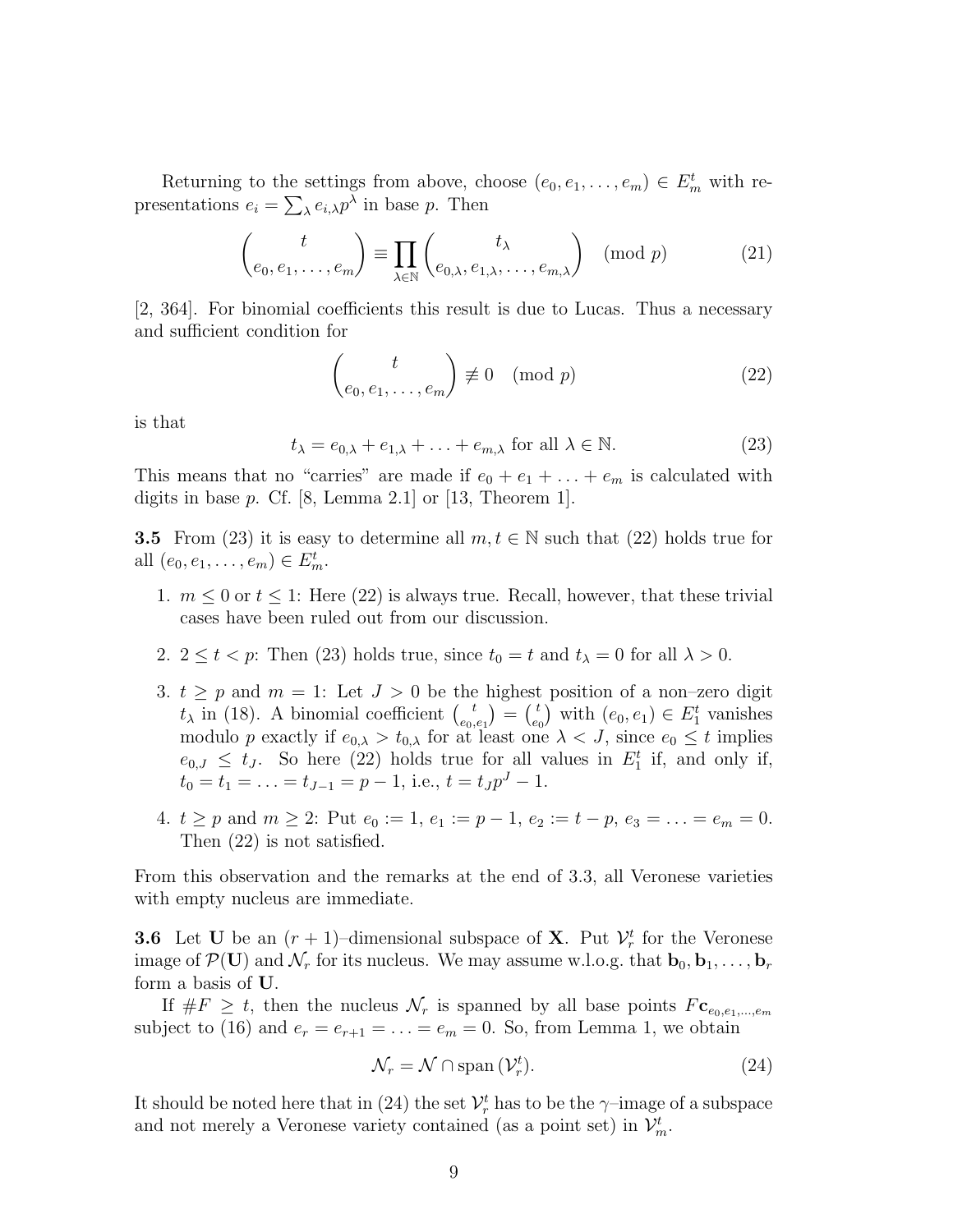Returning to the settings from above, choose $(e_0, e_1, \ldots, e_m) \in E_m^t$ with representations $e_i = \sum_\lambda e_{i,\lambda} p^\lambda$ in base $p$. Then

$$\binom{t}{e_0, e_1, \ldots, e_m} \equiv \prod_{\lambda \in \mathbb{N}} \binom{t_\lambda}{e_{0,\lambda}, e_{1,\lambda}, \ldots, e_{m,\lambda}} \pmod{p} \tag{21}$$

[2, 364]. For binomial coefficients this result is due to Lucas. Thus a necessary and sufficient condition for

$$\binom{t}{e_0, e_1, \ldots, e_m} \not\equiv 0 \pmod{p} \tag{22}$$

is that

$$t_\lambda = e_{0,\lambda} + e_{1,\lambda} + \ldots + e_{m,\lambda} \text{ for all } \lambda \in \mathbb{N}. \tag{23}$$

This means that no "carries" are made if $e_0 + e_1 + \ldots + e_m$ is calculated with digits in base $p$. Cf. [8, Lemma 2.1] or [13, Theorem 1].

**3.5** From (23) it is easy to determine all $m, t \in \mathbb{N}$ such that (22) holds true for all $(e_0, e_1, \ldots, e_m) \in E_m^t$.

1. $m \leq 0$ or $t \leq 1$: Here (22) is always true. Recall, however, that these trivial cases have been ruled out from our discussion.
2. $2 \leq t < p$: Then (23) holds true, since $t_0 = t$ and $t_\lambda = 0$ for all $\lambda > 0$.
3. $t \geq p$ and $m = 1$: Let $J > 0$ be the highest position of a non–zero digit $t_\lambda$ in (18). A binomial coefficient $\binom{t}{e_0, e_1} = \binom{t}{e_0}$ with $(e_0, e_1) \in E_1^t$ vanishes modulo $p$ exactly if $e_{0,\lambda} > t_{0,\lambda}$ for at least one $\lambda < J$, since $e_0 \leq t$ implies $e_{0,J} \leq t_J$. So here (22) holds true for all values in $E_1^t$ if, and only if, $t_0 = t_1 = \ldots = t_{J-1} = p - 1$, i.e., $t = t_J p^J - 1$.
4. $t \geq p$ and $m \geq 2$: Put $e_0 := 1$, $e_1 := p - 1$, $e_2 := t - p$, $e_3 = \ldots = e_m = 0$. Then (22) is not satisfied.

From this observation and the remarks at the end of 3.3, all Veronese varieties with empty nucleus are immediate.

**3.6** Let $\mathbf{U}$ be an $(r+1)$–dimensional subspace of $\mathbf{X}$. Put $\mathcal{V}_r^t$ for the Veronese image of $\mathcal{P}(\mathbf{U})$ and $\mathcal{N}_r$ for its nucleus. We may assume w.l.o.g. that $\mathbf{b}_0, \mathbf{b}_1, \ldots, \mathbf{b}_r$ form a basis of $\mathbf{U}$.

If $\#F \geq t$, then the nucleus $\mathcal{N}_r$ is spanned by all base points $F\mathbf{c}_{e_0,e_1,\ldots,e_m}$ subject to (16) and $e_r = e_{r+1} = \ldots = e_m = 0$. So, from Lemma 1, we obtain

$$\mathcal{N}_r = \mathcal{N} \cap \operatorname{span}(\mathcal{V}_r^t). \tag{24}$$

It should be noted here that in (24) the set $\mathcal{V}_r^t$ has to be the $\gamma$–image of a subspace and not merely a Veronese variety contained (as a point set) in $\mathcal{V}_m^t$.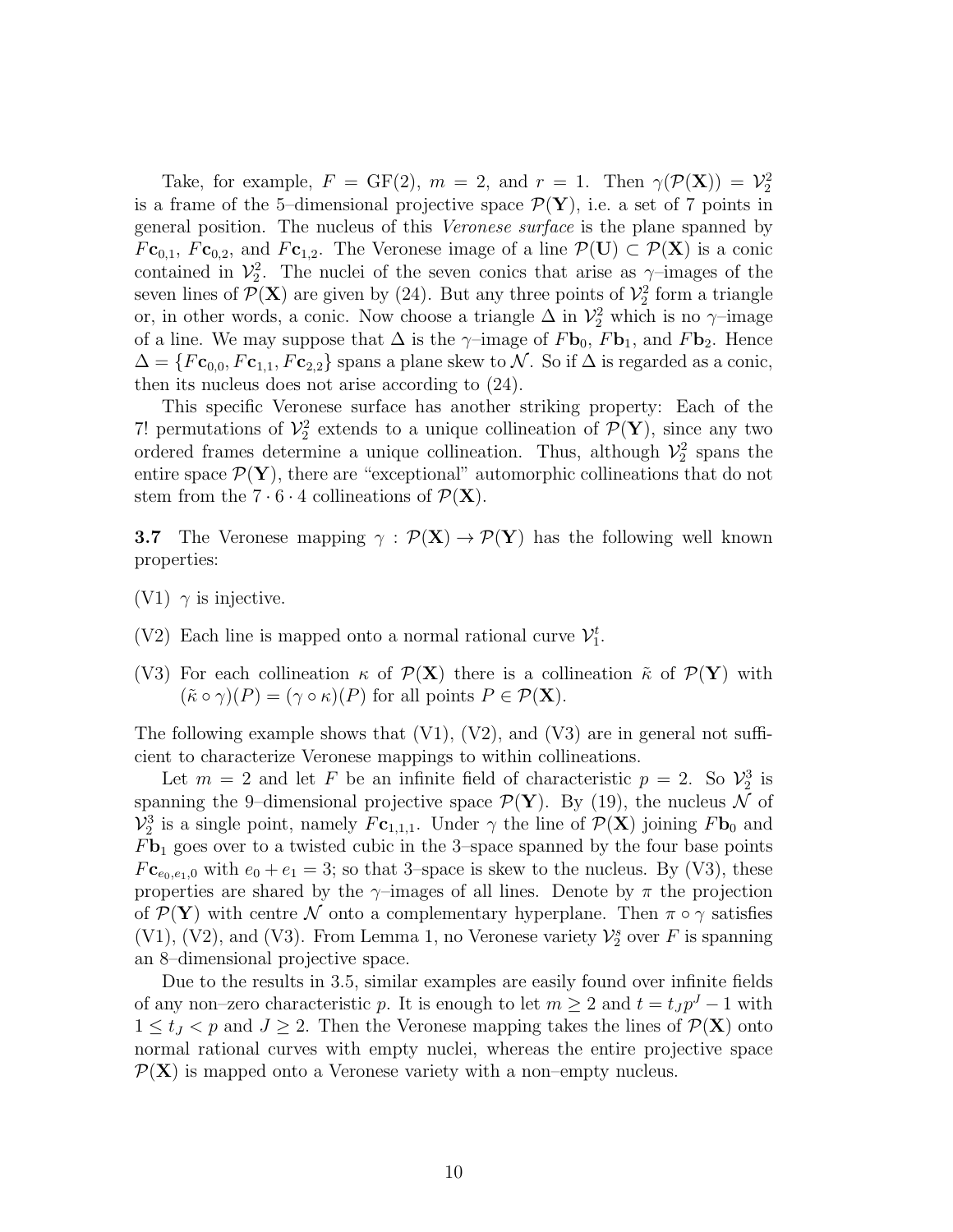Take, for example, $F = \mathrm{GF}(2)$, $m = 2$, and $r = 1$. Then $\gamma(\mathcal{P}(\mathbf{X})) = \mathcal{V}_2^2$ is a frame of the 5–dimensional projective space $\mathcal{P}(\mathbf{Y})$, i.e. a set of 7 points in general position. The nucleus of this *Veronese surface* is the plane spanned by $F\mathbf{c}_{0,1}$, $F\mathbf{c}_{0,2}$, and $F\mathbf{c}_{1,2}$. The Veronese image of a line $\mathcal{P}(\mathbf{U}) \subset \mathcal{P}(\mathbf{X})$ is a conic contained in $\mathcal{V}_2^2$. The nuclei of the seven conics that arise as $\gamma$–images of the seven lines of $\mathcal{P}(\mathbf{X})$ are given by (24). But any three points of $\mathcal{V}_2^2$ form a triangle or, in other words, a conic. Now choose a triangle $\Delta$ in $\mathcal{V}_2^2$ which is no $\gamma$–image of a line. We may suppose that $\Delta$ is the $\gamma$–image of $F\mathbf{b}_0$, $F\mathbf{b}_1$, and $F\mathbf{b}_2$. Hence $\Delta = \{F\mathbf{c}_{0,0}, F\mathbf{c}_{1,1}, F\mathbf{c}_{2,2}\}$ spans a plane skew to $\mathcal{N}$. So if $\Delta$ is regarded as a conic, then its nucleus does not arise according to (24).

This specific Veronese surface has another striking property: Each of the 7! permutations of $\mathcal{V}_2^2$ extends to a unique collineation of $\mathcal{P}(\mathbf{Y})$, since any two ordered frames determine a unique collineation. Thus, although $\mathcal{V}_2^2$ spans the entire space $\mathcal{P}(\mathbf{Y})$, there are "exceptional" automorphic collineations that do not stem from the $7 \cdot 6 \cdot 4$ collineations of $\mathcal{P}(\mathbf{X})$.

**3.7** The Veronese mapping $\gamma : \mathcal{P}(\mathbf{X}) \to \mathcal{P}(\mathbf{Y})$ has the following well known properties:

(V1) $\gamma$ is injective.

(V2) Each line is mapped onto a normal rational curve $\mathcal{V}_1^t$.

(V3) For each collineation $\kappa$ of $\mathcal{P}(\mathbf{X})$ there is a collineation $\tilde{\kappa}$ of $\mathcal{P}(\mathbf{Y})$ with $(\tilde{\kappa} \circ \gamma)(P) = (\gamma \circ \kappa)(P)$ for all points $P \in \mathcal{P}(\mathbf{X})$.

The following example shows that (V1), (V2), and (V3) are in general not sufficient to characterize Veronese mappings to within collineations.

Let $m = 2$ and let $F$ be an infinite field of characteristic $p = 2$. So $\mathcal{V}_2^3$ is spanning the 9–dimensional projective space $\mathcal{P}(\mathbf{Y})$. By (19), the nucleus $\mathcal{N}$ of $\mathcal{V}_2^3$ is a single point, namely $F\mathbf{c}_{1,1,1}$. Under $\gamma$ the line of $\mathcal{P}(\mathbf{X})$ joining $F\mathbf{b}_0$ and $F\mathbf{b}_1$ goes over to a twisted cubic in the 3–space spanned by the four base points $F\mathbf{c}_{e_0,e_1,0}$ with $e_0 + e_1 = 3$; so that 3–space is skew to the nucleus. By (V3), these properties are shared by the $\gamma$–images of all lines. Denote by $\pi$ the projection of $\mathcal{P}(\mathbf{Y})$ with centre $\mathcal{N}$ onto a complementary hyperplane. Then $\pi \circ \gamma$ satisfies (V1), (V2), and (V3). From Lemma 1, no Veronese variety $\mathcal{V}_2^s$ over $F$ is spanning an 8–dimensional projective space.

Due to the results in 3.5, similar examples are easily found over infinite fields of any non–zero characteristic $p$. It is enough to let $m \geq 2$ and $t = t_J p^J - 1$ with $1 \leq t_J < p$ and $J \geq 2$. Then the Veronese mapping takes the lines of $\mathcal{P}(\mathbf{X})$ onto normal rational curves with empty nuclei, whereas the entire projective space $\mathcal{P}(\mathbf{X})$ is mapped onto a Veronese variety with a non–empty nucleus.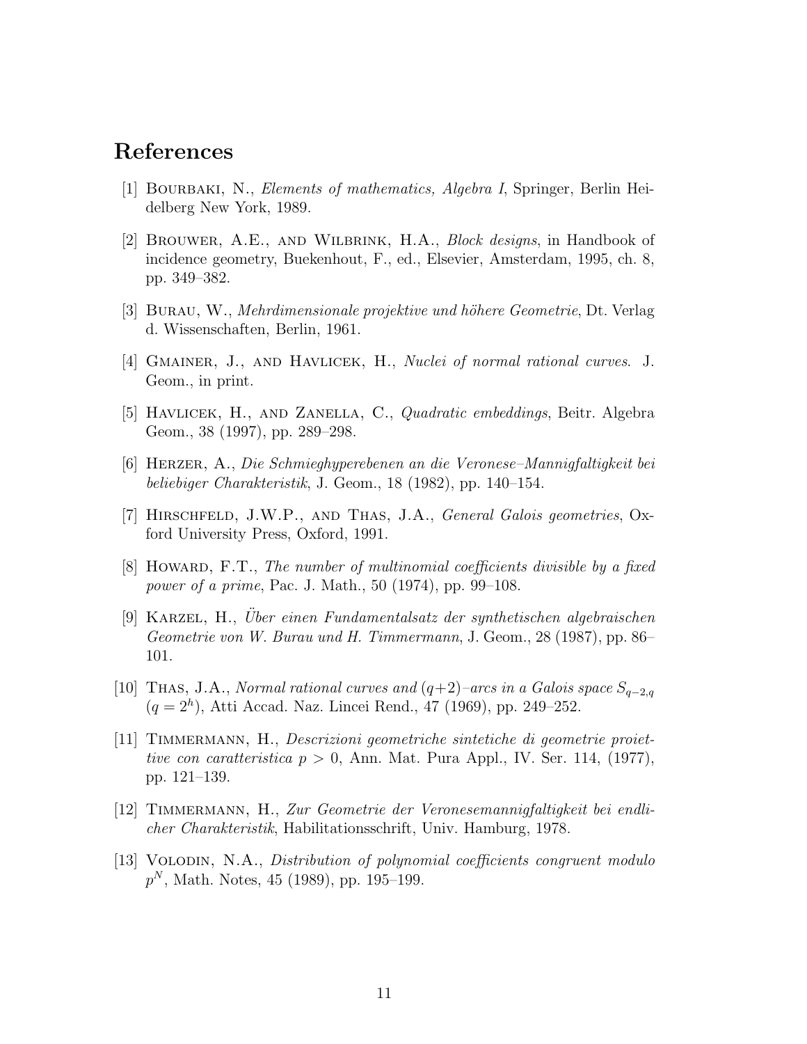# References

[1] Bourbaki, N., *Elements of mathematics, Algebra I*, Springer, Berlin Heidelberg New York, 1989.

[2] Brouwer, A.E., and Wilbrink, H.A., *Block designs*, in Handbook of incidence geometry, Buekenhout, F., ed., Elsevier, Amsterdam, 1995, ch. 8, pp. 349–382.

[3] Burau, W., *Mehrdimensionale projektive und höhere Geometrie*, Dt. Verlag d. Wissenschaften, Berlin, 1961.

[4] Gmainer, J., and Havlicek, H., *Nuclei of normal rational curves*. J. Geom., in print.

[5] Havlicek, H., and Zanella, C., *Quadratic embeddings*, Beitr. Algebra Geom., 38 (1997), pp. 289–298.

[6] Herzer, A., *Die Schmieghyperebenen an die Veronese–Mannigfaltigkeit bei beliebiger Charakteristik*, J. Geom., 18 (1982), pp. 140–154.

[7] Hirschfeld, J.W.P., and Thas, J.A., *General Galois geometries*, Oxford University Press, Oxford, 1991.

[8] Howard, F.T., *The number of multinomial coefficients divisible by a fixed power of a prime*, Pac. J. Math., 50 (1974), pp. 99–108.

[9] Karzel, H., *Über einen Fundamentalsatz der synthetischen algebraischen Geometrie von W. Burau und H. Timmermann*, J. Geom., 28 (1987), pp. 86–101.

[10] Thas, J.A., *Normal rational curves and $(q+2)$–arcs in a Galois space $S_{q-2,q}$ $(q = 2^h)$*, Atti Accad. Naz. Lincei Rend., 47 (1969), pp. 249–252.

[11] Timmermann, H., *Descrizioni geometriche sintetiche di geometrie proiettive con caratteristica $p > 0$*, Ann. Mat. Pura Appl., IV. Ser. 114, (1977), pp. 121–139.

[12] Timmermann, H., *Zur Geometrie der Veronesemannigfaltigkeit bei endlicher Charakteristik*, Habilitationsschrift, Univ. Hamburg, 1978.

[13] Volodin, N.A., *Distribution of polynomial coefficients congruent modulo $p^N$*, Math. Notes, 45 (1989), pp. 195–199.